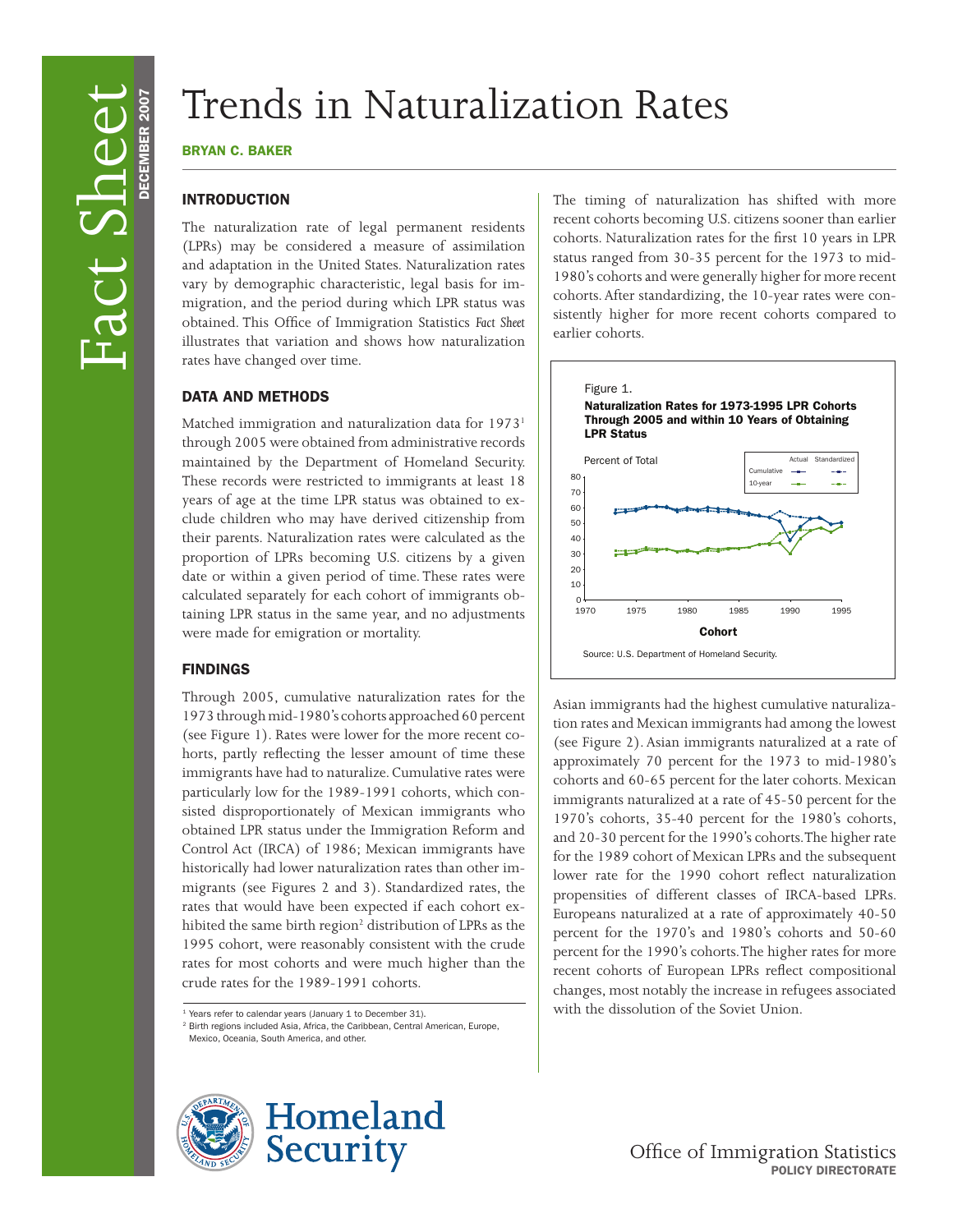# Trends in Naturalization Rates

**BRYAN C. BAKER**

## INTRODUCTION

The naturalization rate of legal permanent residents (LPRs) may be considered a measure of assimilation and adaptation in the United States. Naturalization rates vary by demographic characteristic, legal basis for immigration, and the period during which LPR status was obtained. This Office of Immigration Statistics *Fact Sheet* illustrates that variation and shows how naturalization rates have changed over time.

## DATA AND METHODS

Matched immigration and naturalization data for 1973[1] through 2005 were obtained from administrative records maintained by the Department of Homeland Security. These records were restricted to immigrants at least 18 years of age at the time LPR status was obtained to exclude children who may have derived citizenship from their parents. Naturalization rates were calculated as the proportion of LPRs becoming U.S. citizens by a given date or within a given period of time. These rates were calculated separately for each cohort of immigrants obtaining LPR status in the same year, and no adjustments were made for emigration or mortality.

## FINDINGS

Through 2005, cumulative naturalization rates for the 1973 through mid-1980's cohorts approached 60 percent (see Figure 1). Rates were lower for the more recent cohorts, partly reflecting the lesser amount of time these immigrants have had to naturalize. Cumulative rates were particularly low for the 1989-1991 cohorts, which consisted disproportionately of Mexican immigrants who obtained LPR status under the Immigration Reform and Control Act (IRCA) of 1986; Mexican immigrants have historically had lower naturalization rates than other immigrants (see Figures 2 and 3). Standardized rates, the rates that would have been expected if each cohort exhibited the same birth region[2] distribution of LPRs as the 1995 cohort, were reasonably consistent with the crude rates for most cohorts and were much higher than the crude rates for the 1989-1991 cohorts.

[1] Years refer to calendar years (January 1 to December 31).

[2] Birth regions included Asia, Africa, the Caribbean, Central American, Europe, Mexico, Oceania, South America, and other.

The timing of naturalization has shifted with more recent cohorts becoming U.S. citizens sooner than earlier cohorts. Naturalization rates for the first 10 years in LPR status ranged from 30-35 percent for the 1973 to mid-1980's cohorts and were generally higher for more recent cohorts. After standardizing, the 10-year rates were consistently higher for more recent cohorts compared to earlier cohorts.

Figure 1.
**Naturalization Rates for 1973-1995 LPR Cohorts Through 2005 and within 10 Years of Obtaining LPR Status**

Source: U.S. Department of Homeland Security.

Asian immigrants had the highest cumulative naturalization rates and Mexican immigrants had among the lowest (see Figure 2). Asian immigrants naturalized at a rate of approximately 70 percent for the 1973 to mid-1980's cohorts and 60-65 percent for the later cohorts. Mexican immigrants naturalized at a rate of 45-50 percent for the 1970's cohorts, 35-40 percent for the 1980's cohorts, and 20-30 percent for the 1990's cohorts. The higher rate for the 1989 cohort of Mexican LPRs and the subsequent lower rate for the 1990 cohort reflect naturalization propensities of different classes of IRCA-based LPRs. Europeans naturalized at a rate of approximately 40-50 percent for the 1970's and 1980's cohorts and 50-60 percent for the 1990's cohorts. The higher rates for more recent cohorts of European LPRs reflect compositional changes, most notably the increase in refugees associated with the dissolution of the Soviet Union.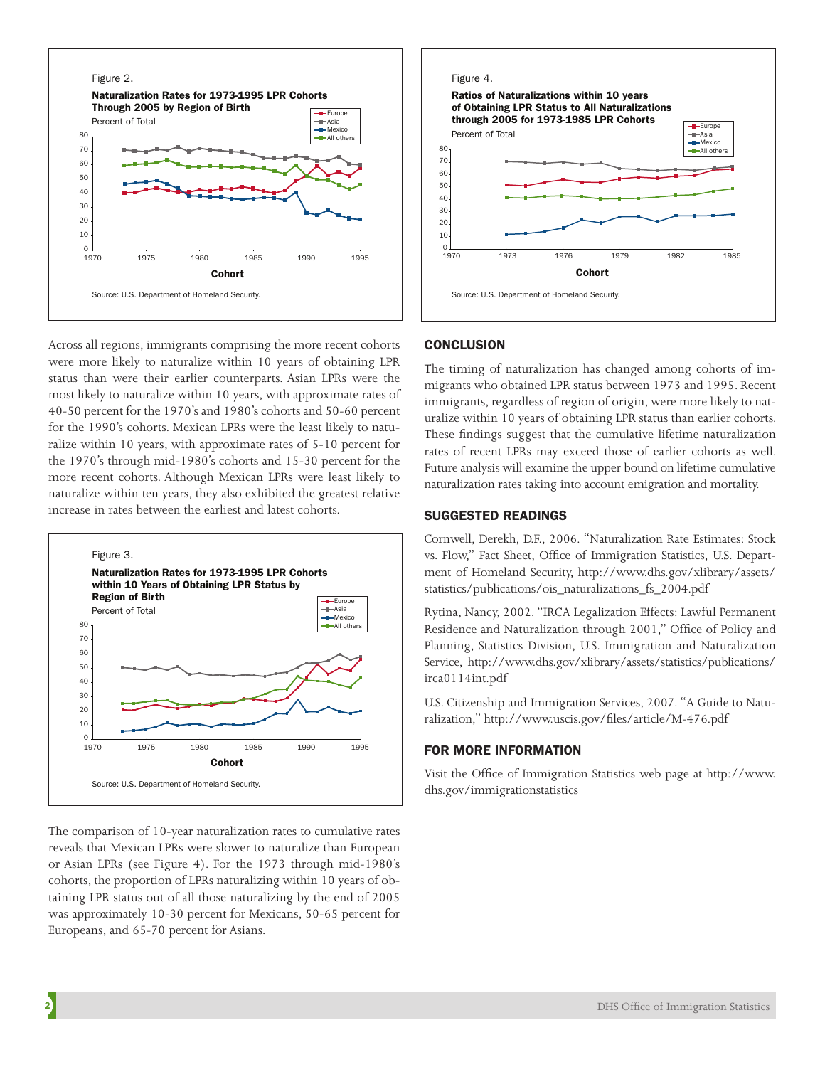Figure 2.

**Naturalization Rates for 1973-1995 LPR Cohorts Through 2005 by Region of Birth**

Percent of Total

Europe
Asia
Mexico
All others

80
70
60
50
40
30
20
10
0

1970 1975 1980 1985 1990 1995

**Cohort**

Source: U.S. Department of Homeland Security.

Across all regions, immigrants comprising the more recent cohorts were more likely to naturalize within 10 years of obtaining LPR status than were their earlier counterparts. Asian LPRs were the most likely to naturalize within 10 years, with approximate rates of 40-50 percent for the 1970's and 1980's cohorts and 50-60 percent for the 1990's cohorts. Mexican LPRs were the least likely to naturalize within 10 years, with approximate rates of 5-10 percent for the 1970's through mid-1980's cohorts and 15-30 percent for the more recent cohorts. Although Mexican LPRs were least likely to naturalize within ten years, they also exhibited the greatest relative increase in rates between the earliest and latest cohorts.

Figure 3.

**Naturalization Rates for 1973-1995 LPR Cohorts within 10 Years of Obtaining LPR Status by Region of Birth**

Percent of Total

Europe
Asia
Mexico
All others

80
70
60
50
40
30
20
10
0

1970 1975 1980 1985 1990 1995

**Cohort**

Source: U.S. Department of Homeland Security.

The comparison of 10-year naturalization rates to cumulative rates reveals that Mexican LPRs were slower to naturalize than European or Asian LPRs (see Figure 4). For the 1973 through mid-1980's cohorts, the proportion of LPRs naturalizing within 10 years of obtaining LPR status out of all those naturalizing by the end of 2005 was approximately 10-30 percent for Mexicans, 50-65 percent for Europeans, and 65-70 percent for Asians.

Figure 4.

**Ratios of Naturalizations within 10 years of Obtaining LPR Status to All Naturalizations through 2005 for 1973-1985 LPR Cohorts**

Percent of Total

Europe
Asia
Mexico
All others

80
70
60
50
40
30
20
10
0

1970 1973 1976 1979 1982 1985

**Cohort**

Source: U.S. Department of Homeland Security.

## CONCLUSION

The timing of naturalization has changed among cohorts of immigrants who obtained LPR status between 1973 and 1995. Recent immigrants, regardless of region of origin, were more likely to naturalize within 10 years of obtaining LPR status than earlier cohorts. These findings suggest that the cumulative lifetime naturalization rates of recent LPRs may exceed those of earlier cohorts as well. Future analysis will examine the upper bound on lifetime cumulative naturalization rates taking into account emigration and mortality.

## SUGGESTED READINGS

Cornwell, Derekh, D.F., 2006. "Naturalization Rate Estimates: Stock vs. Flow," Fact Sheet, Office of Immigration Statistics, U.S. Department of Homeland Security, http://www.dhs.gov/xlibrary/assets/statistics/publications/ois_naturalizations_fs_2004.pdf

Rytina, Nancy, 2002. "IRCA Legalization Effects: Lawful Permanent Residence and Naturalization through 2001," Office of Policy and Planning, Statistics Division, U.S. Immigration and Naturalization Service, http://www.dhs.gov/xlibrary/assets/statistics/publications/irca0114int.pdf

U.S. Citizenship and Immigration Services, 2007. "A Guide to Naturalization," http://www.uscis.gov/files/article/M-476.pdf

## FOR MORE INFORMATION

Visit the Office of Immigration Statistics web page at http://www.dhs.gov/immigrationstatistics